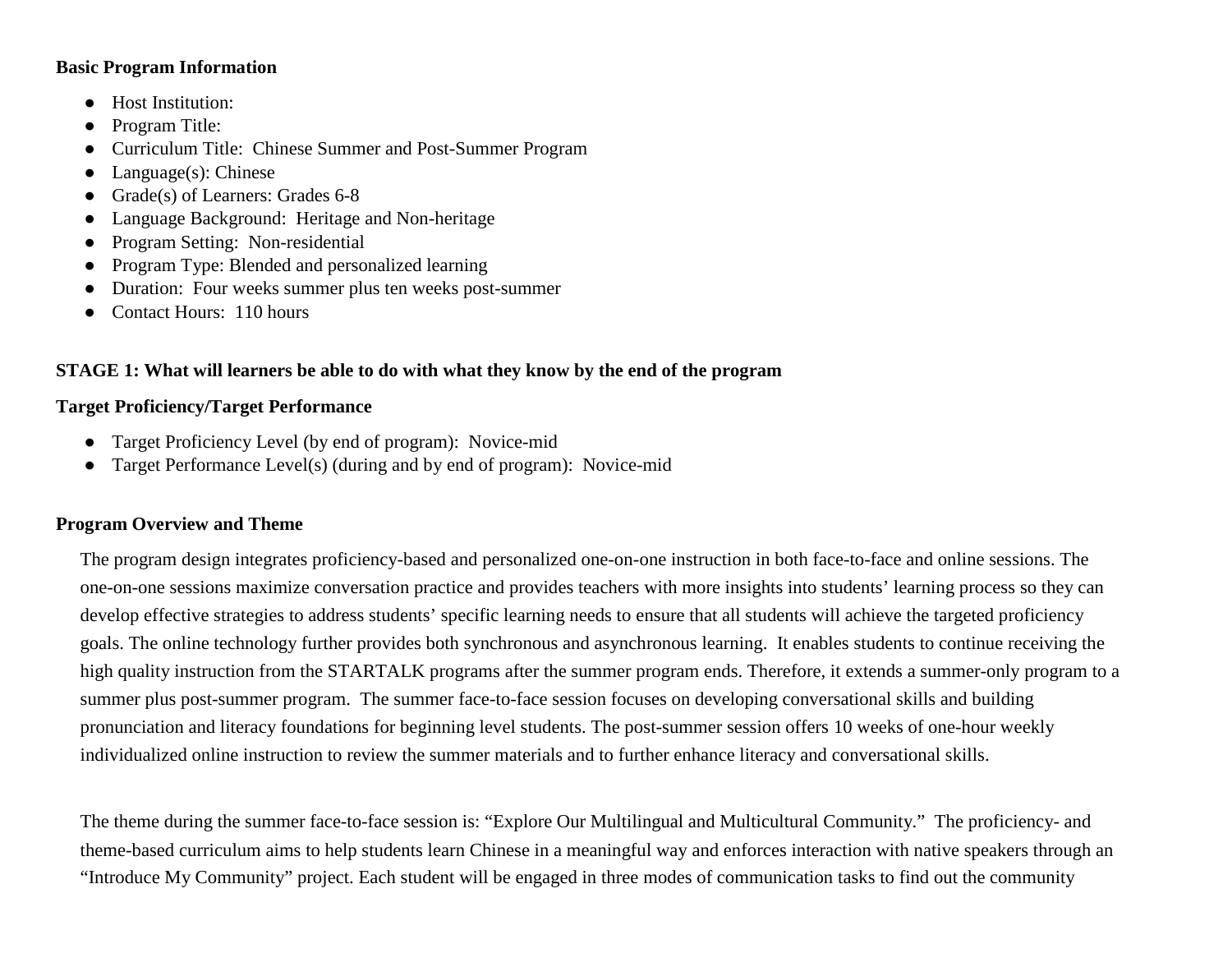**Basic Program Information**

- Host Institution:
- Program Title:
- Curriculum Title: Chinese Summer and Post-Summer Program
- Language(s): Chinese
- Grade(s) of Learners: Grades 6-8
- Language Background: Heritage and Non-heritage
- Program Setting: Non-residential
- Program Type: Blended and personalized learning
- Duration: Four weeks summer plus ten weeks post-summer
- Contact Hours: 110 hours

**STAGE 1: What will learners be able to do with what they know by the end of the program**

**Target Proficiency/Target Performance**

- Target Proficiency Level (by end of program): Novice-mid
- Target Performance Level(s) (during and by end of program): Novice-mid

**Program Overview and Theme**

The program design integrates proficiency-based and personalized one-on-one instruction in both face-to-face and online sessions. The one-on-one sessions maximize conversation practice and provides teachers with more insights into students' learning process so they can develop effective strategies to address students' specific learning needs to ensure that all students will achieve the targeted proficiency goals. The online technology further provides both synchronous and asynchronous learning. It enables students to continue receiving the high quality instruction from the STARTALK programs after the summer program ends. Therefore, it extends a summer-only program to a summer plus post-summer program. The summer face-to-face session focuses on developing conversational skills and building pronunciation and literacy foundations for beginning level students. The post-summer session offers 10 weeks of one-hour weekly individualized online instruction to review the summer materials and to further enhance literacy and conversational skills.

The theme during the summer face-to-face session is: "Explore Our Multilingual and Multicultural Community." The proficiency- and theme-based curriculum aims to help students learn Chinese in a meaningful way and enforces interaction with native speakers through an "Introduce My Community" project. Each student will be engaged in three modes of communication tasks to find out the community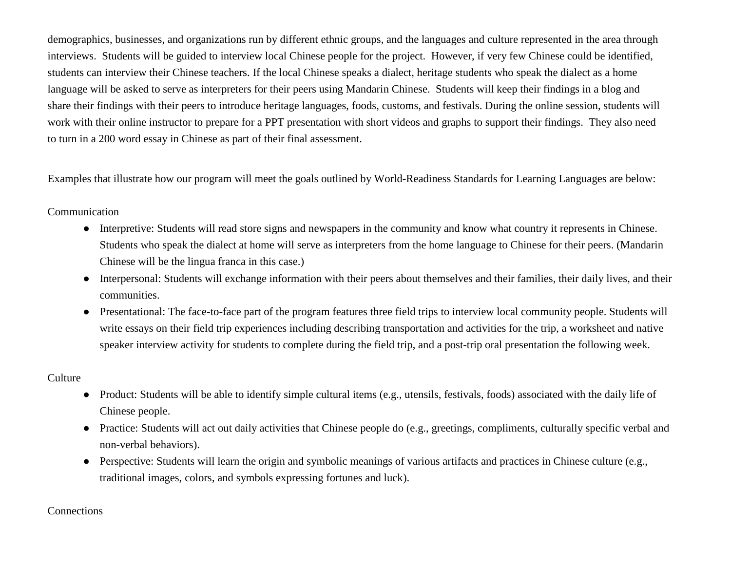demographics, businesses, and organizations run by different ethnic groups, and the languages and culture represented in the area through interviews. Students will be guided to interview local Chinese people for the project. However, if very few Chinese could be identified, students can interview their Chinese teachers. If the local Chinese speaks a dialect, heritage students who speak the dialect as a home language will be asked to serve as interpreters for their peers using Mandarin Chinese. Students will keep their findings in a blog and share their findings with their peers to introduce heritage languages, foods, customs, and festivals. During the online session, students will work with their online instructor to prepare for a PPT presentation with short videos and graphs to support their findings. They also need to turn in a 200 word essay in Chinese as part of their final assessment.

Examples that illustrate how our program will meet the goals outlined by World-Readiness Standards for Learning Languages are below:

Communication

- Interpretive: Students will read store signs and newspapers in the community and know what country it represents in Chinese. Students who speak the dialect at home will serve as interpreters from the home language to Chinese for their peers. (Mandarin Chinese will be the lingua franca in this case.)
- Interpersonal: Students will exchange information with their peers about themselves and their families, their daily lives, and their communities.
- Presentational: The face-to-face part of the program features three field trips to interview local community people. Students will write essays on their field trip experiences including describing transportation and activities for the trip, a worksheet and native speaker interview activity for students to complete during the field trip, and a post-trip oral presentation the following week.

Culture

- Product: Students will be able to identify simple cultural items (e.g., utensils, festivals, foods) associated with the daily life of Chinese people.
- Practice: Students will act out daily activities that Chinese people do (e.g., greetings, compliments, culturally specific verbal and non-verbal behaviors).
- Perspective: Students will learn the origin and symbolic meanings of various artifacts and practices in Chinese culture (e.g., traditional images, colors, and symbols expressing fortunes and luck).

Connections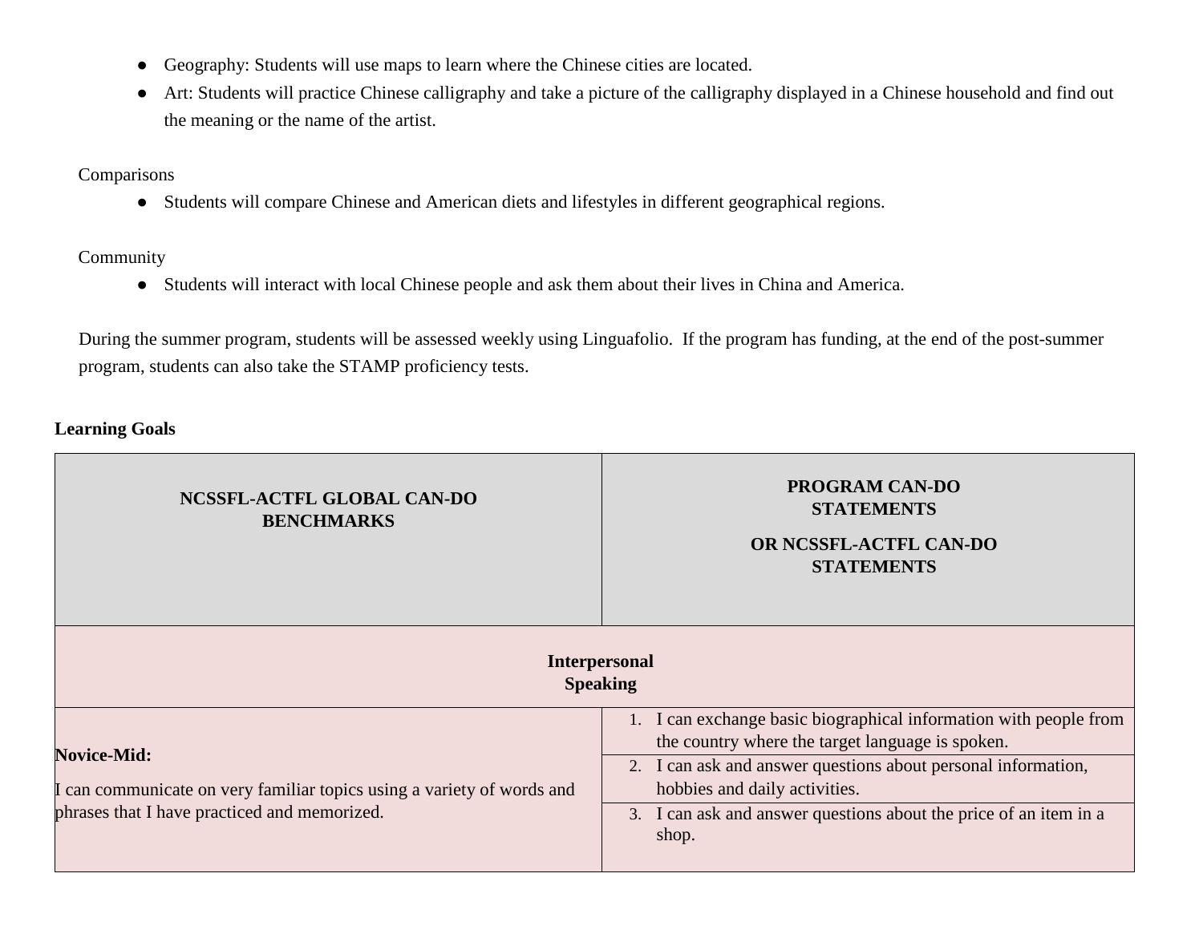- Geography: Students will use maps to learn where the Chinese cities are located.
- Art: Students will practice Chinese calligraphy and take a picture of the calligraphy displayed in a Chinese household and find out the meaning or the name of the artist.

Comparisons

- Students will compare Chinese and American diets and lifestyles in different geographical regions.

Community

- Students will interact with local Chinese people and ask them about their lives in China and America.

During the summer program, students will be assessed weekly using Linguafolio. If the program has funding, at the end of the post-summer program, students can also take the STAMP proficiency tests.

**Learning Goals**

| **NCSSFL-ACTFL GLOBAL CAN-DO BENCHMARKS** | **PROGRAM CAN-DO STATEMENTS OR NCSSFL-ACTFL CAN-DO STATEMENTS** |
|---|---|
| **Interpersonal Speaking** | |
| **Novice-Mid:** I can communicate on very familiar topics using a variety of words and phrases that I have practiced and memorized. | 1. I can exchange basic biographical information with people from the country where the target language is spoken. |
| | 2. I can ask and answer questions about personal information, hobbies and daily activities. |
| | 3. I can ask and answer questions about the price of an item in a shop. |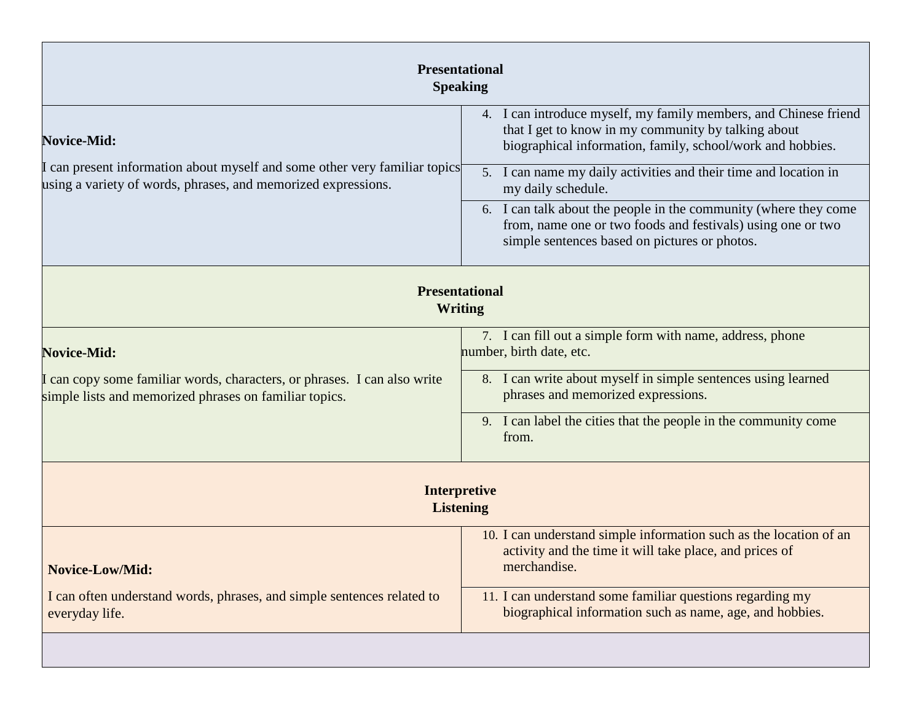| Presentational Speaking | |
|---|---|
| **Novice-Mid:**<br><br>I can present information about myself and some other very familiar topics using a variety of words, phrases, and memorized expressions. | 4. I can introduce myself, my family members, and Chinese friend that I get to know in my community by talking about biographical information, family, school/work and hobbies. |
| | 5. I can name my daily activities and their time and location in my daily schedule. |
| | 6. I can talk about the people in the community (where they come from, name one or two foods and festivals) using one or two simple sentences based on pictures or photos. |
| **Presentational Writing** | |
| **Novice-Mid:**<br><br>I can copy some familiar words, characters, or phrases. I can also write simple lists and memorized phrases on familiar topics. | 7. I can fill out a simple form with name, address, phone number, birth date, etc. |
| | 8. I can write about myself in simple sentences using learned phrases and memorized expressions. |
| | 9. I can label the cities that the people in the community come from. |
| **Interpretive Listening** | |
| **Novice-Low/Mid:**<br><br>I can often understand words, phrases, and simple sentences related to everyday life. | 10. I can understand simple information such as the location of an activity and the time it will take place, and prices of merchandise. |
| | 11. I can understand some familiar questions regarding my biographical information such as name, age, and hobbies. |
| | |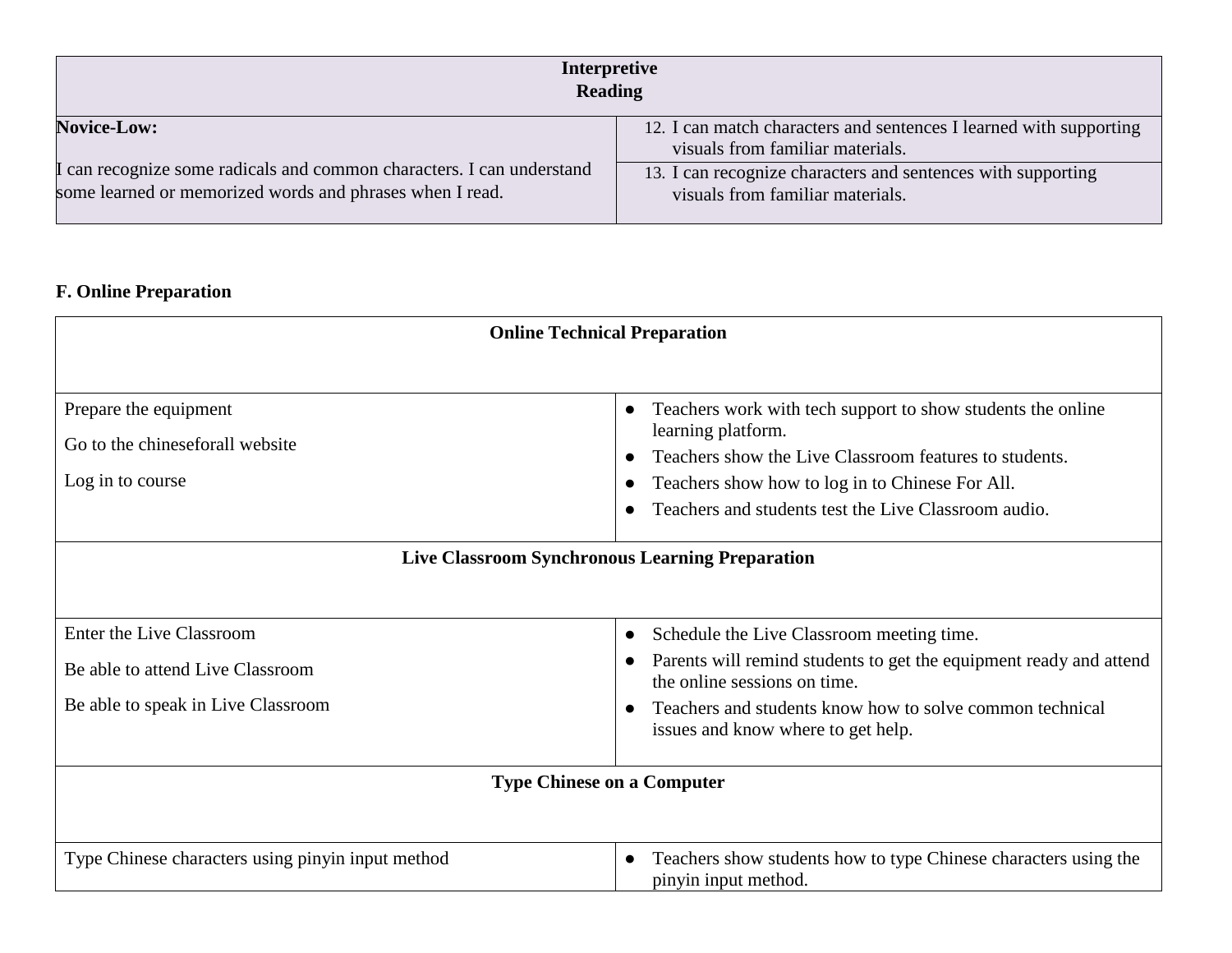| Interpretive Reading | |
| --- | --- |
| **Novice-Low:**<br><br>I can recognize some radicals and common characters. I can understand some learned or memorized words and phrases when I read. | 12. I can match characters and sentences I learned with supporting visuals from familiar materials. |
| | 13. I can recognize characters and sentences with supporting visuals from familiar materials. |

**F. Online Preparation**

| Online Technical Preparation | |
| --- | --- |
| Prepare the equipment<br><br>Go to the chineseforall website<br><br>Log in to course | • Teachers work with tech support to show students the online learning platform.<br>• Teachers show the Live Classroom features to students.<br>• Teachers show how to log in to Chinese For All.<br>• Teachers and students test the Live Classroom audio. |
| **Live Classroom Synchronous Learning Preparation** | |
| Enter the Live Classroom<br><br>Be able to attend Live Classroom<br><br>Be able to speak in Live Classroom | • Schedule the Live Classroom meeting time.<br>• Parents will remind students to get the equipment ready and attend the online sessions on time.<br>• Teachers and students know how to solve common technical issues and know where to get help. |
| **Type Chinese on a Computer** | |
| Type Chinese characters using pinyin input method | • Teachers show students how to type Chinese characters using the pinyin input method. |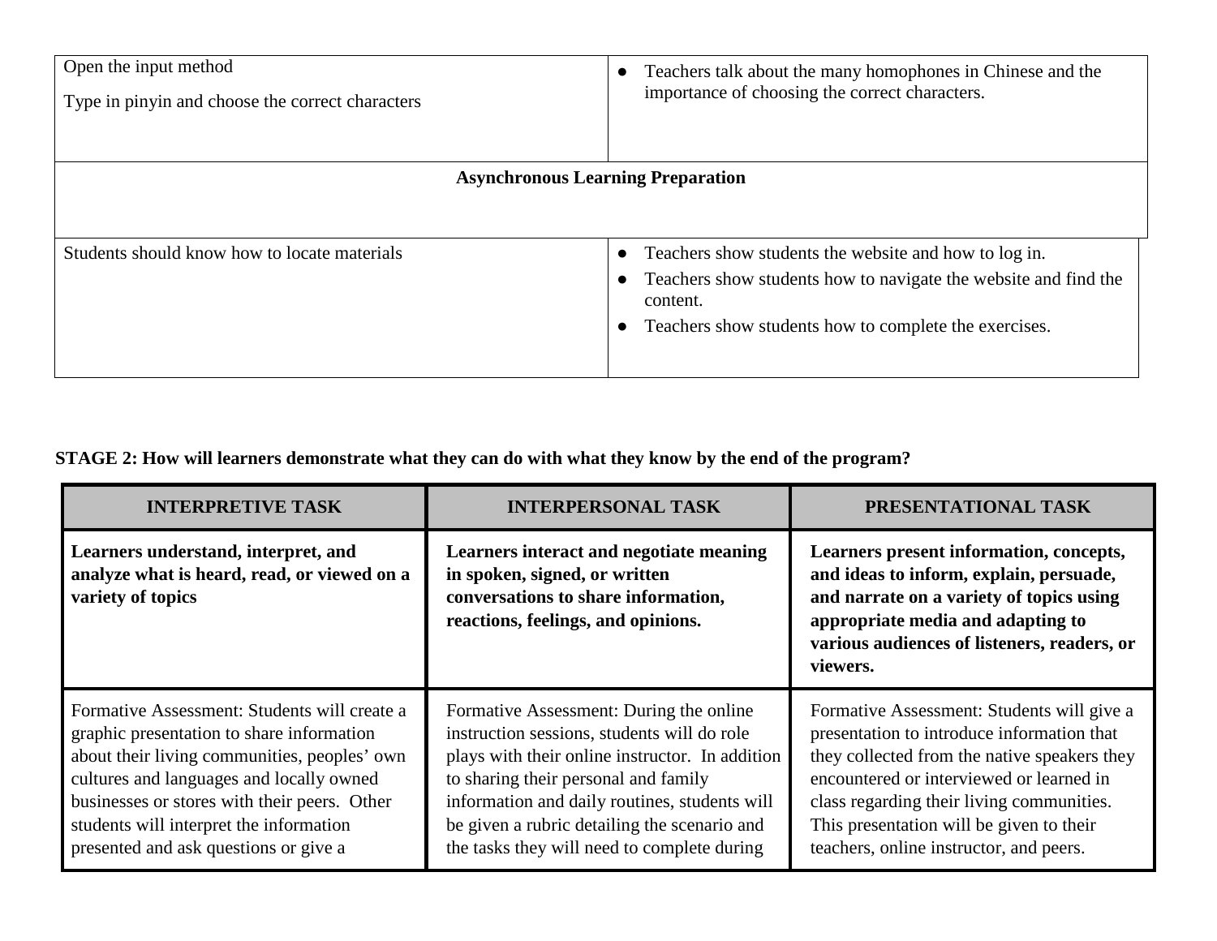| | |
|---|---|
| Open the input method<br><br>Type in pinyin and choose the correct characters | • Teachers talk about the many homophones in Chinese and the importance of choosing the correct characters. |
| **Asynchronous Learning Preparation** | |
| Students should know how to locate materials | • Teachers show students the website and how to log in.<br>• Teachers show students how to navigate the website and find the content.<br>• Teachers show students how to complete the exercises. |

**STAGE 2: How will learners demonstrate what they can do with what they know by the end of the program?**

| INTERPRETIVE TASK | INTERPERSONAL TASK | PRESENTATIONAL TASK |
|---|---|---|
| **Learners understand, interpret, and analyze what is heard, read, or viewed on a variety of topics** | **Learners interact and negotiate meaning in spoken, signed, or written conversations to share information, reactions, feelings, and opinions.** | **Learners present information, concepts, and ideas to inform, explain, persuade, and narrate on a variety of topics using appropriate media and adapting to various audiences of listeners, readers, or viewers.** |
| Formative Assessment: Students will create a graphic presentation to share information about their living communities, peoples' own cultures and languages and locally owned businesses or stores with their peers. Other students will interpret the information presented and ask questions or give a | Formative Assessment: During the online instruction sessions, students will do role plays with their online instructor. In addition to sharing their personal and family information and daily routines, students will be given a rubric detailing the scenario and the tasks they will need to complete during | Formative Assessment: Students will give a presentation to introduce information that they collected from the native speakers they encountered or interviewed or learned in class regarding their living communities. This presentation will be given to their teachers, online instructor, and peers. |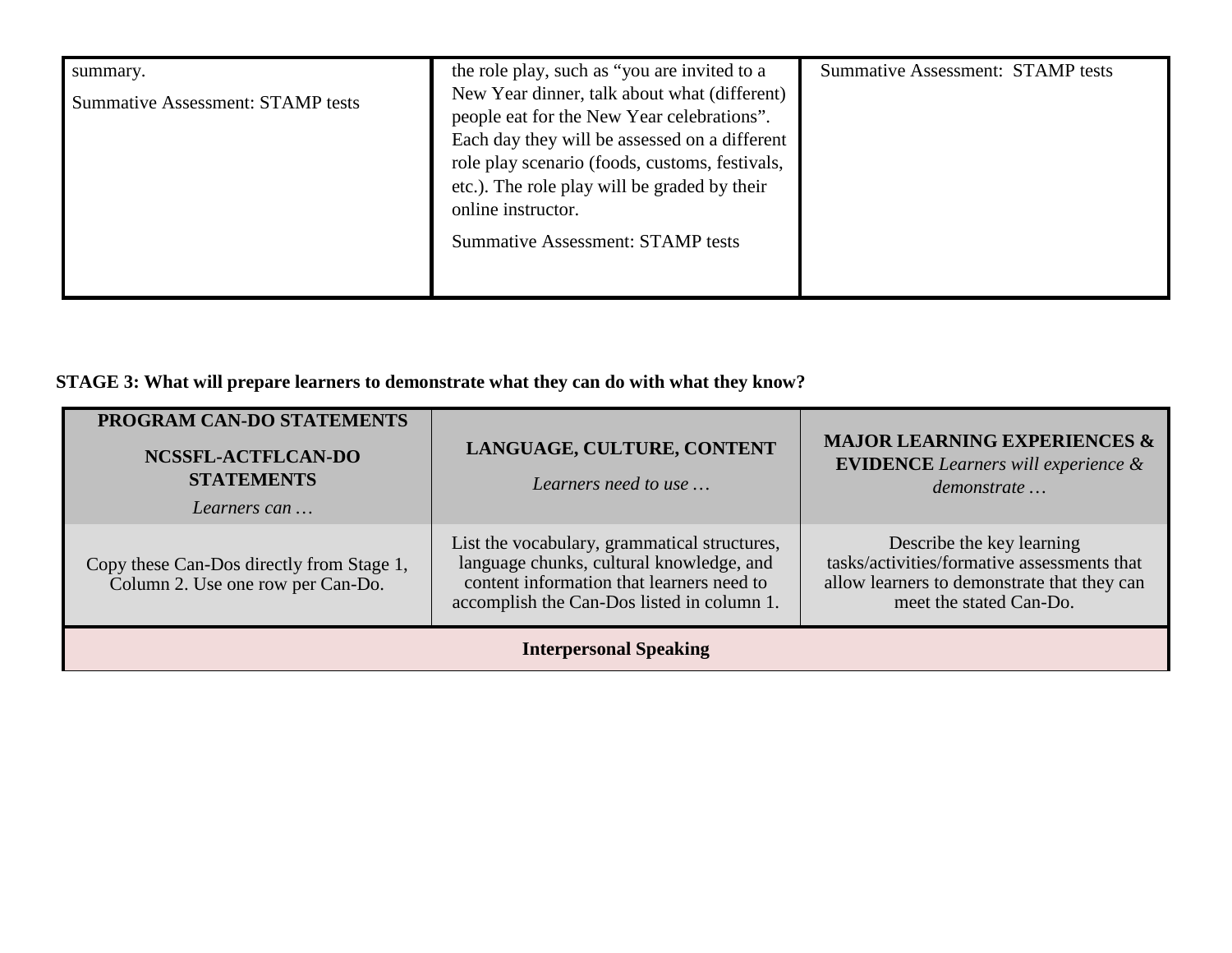| | | |
|---|---|---|
| summary.<br><br>Summative Assessment: STAMP tests | the role play, such as "you are invited to a New Year dinner, talk about what (different) people eat for the New Year celebrations". Each day they will be assessed on a different role play scenario (foods, customs, festivals, etc.). The role play will be graded by their online instructor.<br><br>Summative Assessment: STAMP tests | Summative Assessment: STAMP tests |

**STAGE 3: What will prepare learners to demonstrate what they can do with what they know?**

| **PROGRAM CAN-DO STATEMENTS**<br>**NCSSFL-ACTFLCAN-DO STATEMENTS**<br>*Learners can …* | **LANGUAGE, CULTURE, CONTENT**<br>*Learners need to use …* | **MAJOR LEARNING EXPERIENCES & EVIDENCE** *Learners will experience & demonstrate …* |
|---|---|---|
| Copy these Can-Dos directly from Stage 1, Column 2. Use one row per Can-Do. | List the vocabulary, grammatical structures, language chunks, cultural knowledge, and content information that learners need to accomplish the Can-Dos listed in column 1. | Describe the key learning tasks/activities/formative assessments that allow learners to demonstrate that they can meet the stated Can-Do. |
| **Interpersonal Speaking** | | |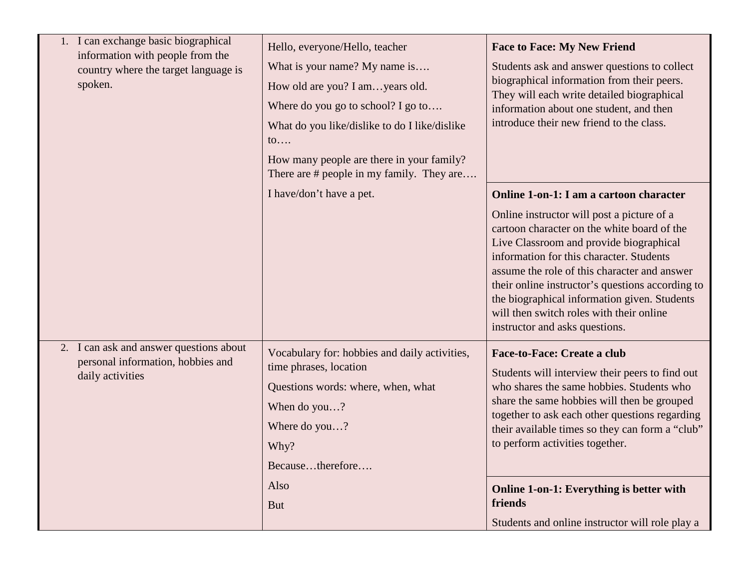| | | |
|---|---|---|
| 1. I can exchange basic biographical information with people from the country where the target language is spoken. | Hello, everyone/Hello, teacher<br><br>What is your name? My name is….<br><br>How old are you? I am…years old.<br><br>Where do you go to school? I go to….<br><br>What do you like/dislike to do I like/dislike to….<br><br>How many people are there in your family? There are # people in my family. They are….<br><br>I have/don't have a pet. | **Face to Face: My New Friend**<br><br>Students ask and answer questions to collect biographical information from their peers. They will each write detailed biographical information about one student, and then introduce their new friend to the class.<br><br>**Online 1-on-1: I am a cartoon character**<br><br>Online instructor will post a picture of a cartoon character on the white board of the Live Classroom and provide biographical information for this character. Students assume the role of this character and answer their online instructor's questions according to the biographical information given. Students will then switch roles with their online instructor and asks questions. |
| 2. I can ask and answer questions about personal information, hobbies and daily activities | Vocabulary for: hobbies and daily activities, time phrases, location<br><br>Questions words: where, when, what<br><br>When do you…?<br><br>Where do you…?<br><br>Why?<br><br>Because…therefore….<br><br>Also<br><br>But | **Face-to-Face: Create a club**<br><br>Students will interview their peers to find out who shares the same hobbies. Students who share the same hobbies will then be grouped together to ask each other questions regarding their available times so they can form a "club" to perform activities together.<br><br>**Online 1-on-1: Everything is better with friends**<br><br>Students and online instructor will role play a |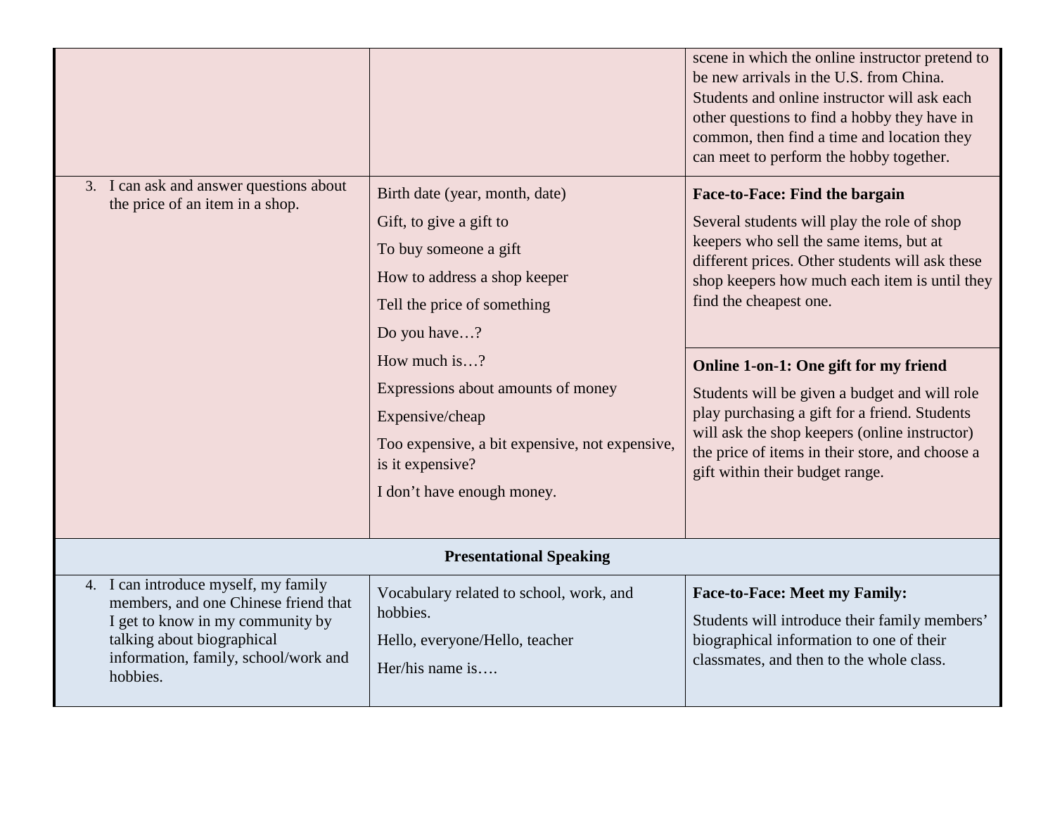| | | |
|---|---|---|
| | | scene in which the online instructor pretend to be new arrivals in the U.S. from China. Students and online instructor will ask each other questions to find a hobby they have in common, then find a time and location they can meet to perform the hobby together. |
| 3. I can ask and answer questions about the price of an item in a shop. | Birth date (year, month, date)<br>Gift, to give a gift to<br>To buy someone a gift<br>How to address a shop keeper<br>Tell the price of something<br>Do you have…?<br>How much is…?<br>Expressions about amounts of money<br>Expensive/cheap<br>Too expensive, a bit expensive, not expensive, is it expensive?<br>I don't have enough money. | **Face-to-Face: Find the bargain**<br>Several students will play the role of shop keepers who sell the same items, but at different prices. Other students will ask these shop keepers how much each item is until they find the cheapest one. |
| | | **Online 1-on-1: One gift for my friend**<br>Students will be given a budget and will role play purchasing a gift for a friend. Students will ask the shop keepers (online instructor) the price of items in their store, and choose a gift within their budget range. |
| **Presentational Speaking** | | |
| 4. I can introduce myself, my family members, and one Chinese friend that I get to know in my community by talking about biographical information, family, school/work and hobbies. | Vocabulary related to school, work, and hobbies.<br>Hello, everyone/Hello, teacher<br>Her/his name is…. | **Face-to-Face: Meet my Family:**<br>Students will introduce their family members' biographical information to one of their classmates, and then to the whole class. |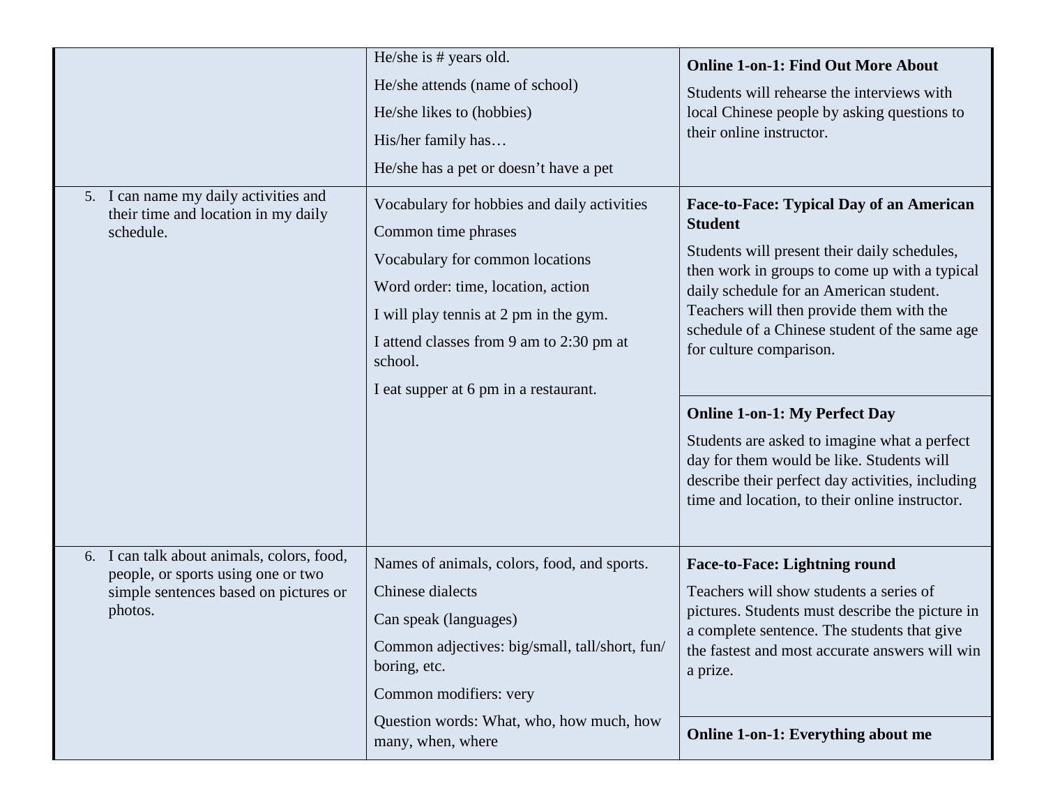| | | |
|---|---|---|
| | He/she is # years old.<br>He/she attends (name of school)<br>He/she likes to (hobbies)<br>His/her family has…<br>He/she has a pet or doesn't have a pet | **Online 1-on-1: Find Out More About**<br>Students will rehearse the interviews with local Chinese people by asking questions to their online instructor. |
| 5. I can name my daily activities and their time and location in my daily schedule. | Vocabulary for hobbies and daily activities<br>Common time phrases<br>Vocabulary for common locations<br>Word order: time, location, action<br>I will play tennis at 2 pm in the gym.<br>I attend classes from 9 am to 2:30 pm at school.<br>I eat supper at 6 pm in a restaurant. | **Face-to-Face: Typical Day of an American Student**<br>Students will present their daily schedules, then work in groups to come up with a typical daily schedule for an American student. Teachers will then provide them with the schedule of a Chinese student of the same age for culture comparison. |
| | | **Online 1-on-1: My Perfect Day**<br>Students are asked to imagine what a perfect day for them would be like. Students will describe their perfect day activities, including time and location, to their online instructor. |
| 6. I can talk about animals, colors, food, people, or sports using one or two simple sentences based on pictures or photos. | Names of animals, colors, food, and sports.<br>Chinese dialects<br>Can speak (languages)<br>Common adjectives: big/small, tall/short, fun/boring, etc.<br>Common modifiers: very<br>Question words: What, who, how much, how many, when, where | **Face-to-Face: Lightning round**<br>Teachers will show students a series of pictures. Students must describe the picture in a complete sentence. The students that give the fastest and most accurate answers will win a prize. |
| | | **Online 1-on-1: Everything about me** |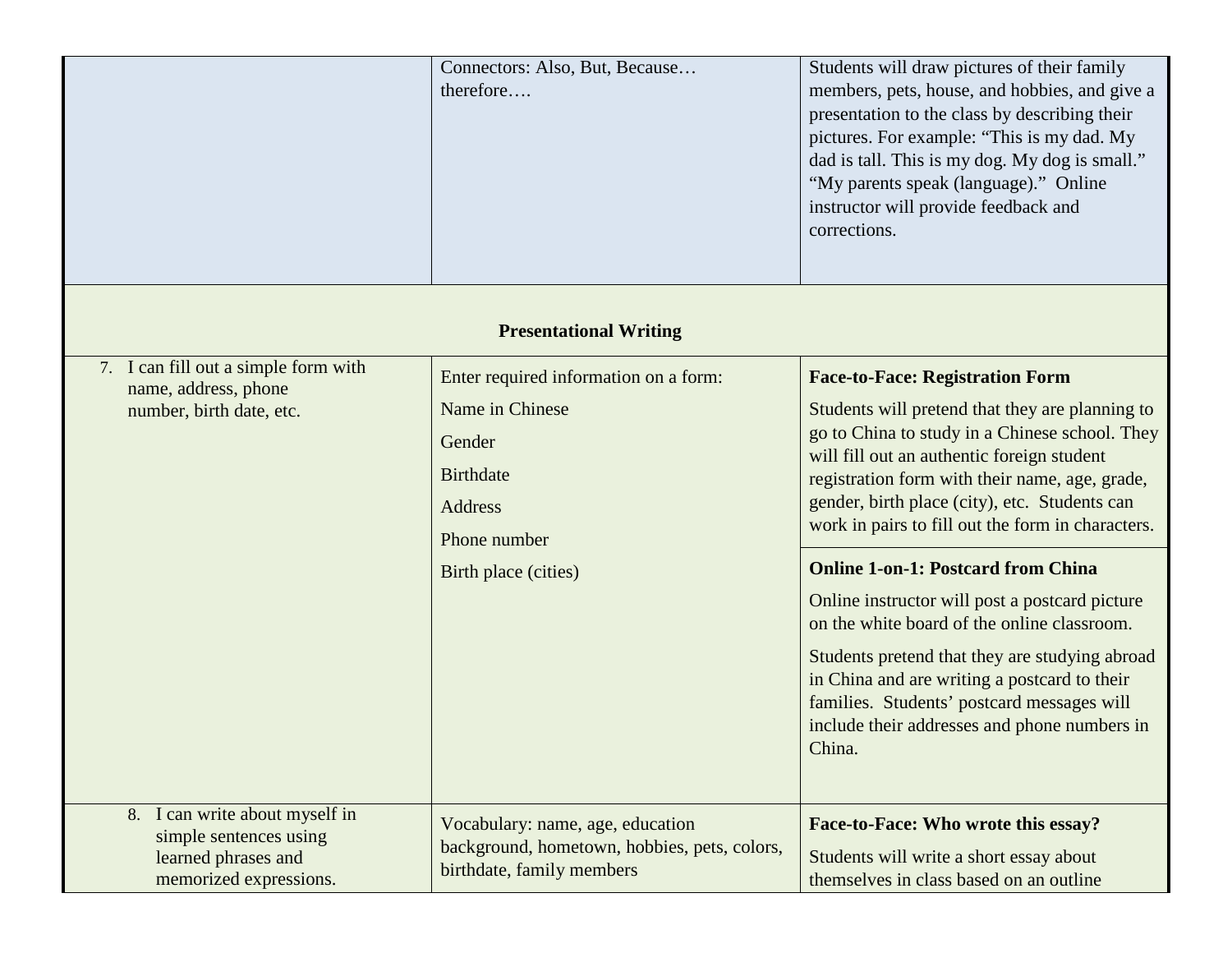|  |  |  |
| --- | --- | --- |
|  | Connectors: Also, But, Because… therefore…. | Students will draw pictures of their family members, pets, house, and hobbies, and give a presentation to the class by describing their pictures. For example: "This is my dad. My dad is tall. This is my dog. My dog is small." "My parents speak (language)." Online instructor will provide feedback and corrections. |
| **Presentational Writing** |  |  |
| 7. I can fill out a simple form with name, address, phone number, birth date, etc. | Enter required information on a form:<br>Name in Chinese<br>Gender<br>Birthdate<br>Address<br>Phone number<br>Birth place (cities) | **Face-to-Face: Registration Form**<br>Students will pretend that they are planning to go to China to study in a Chinese school. They will fill out an authentic foreign student registration form with their name, age, grade, gender, birth place (city), etc. Students can work in pairs to fill out the form in characters. |
|  |  | **Online 1-on-1: Postcard from China**<br>Online instructor will post a postcard picture on the white board of the online classroom.<br>Students pretend that they are studying abroad in China and are writing a postcard to their families. Students' postcard messages will include their addresses and phone numbers in China. |
| 8. I can write about myself in simple sentences using learned phrases and memorized expressions. | Vocabulary: name, age, education background, hometown, hobbies, pets, colors, birthdate, family members | **Face-to-Face: Who wrote this essay?**<br>Students will write a short essay about themselves in class based on an outline |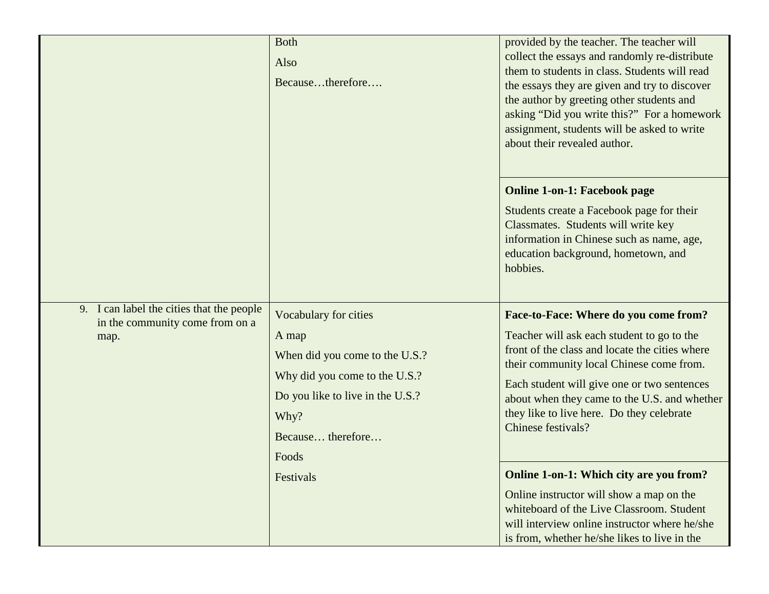| | | |
|---|---|---|
| | Both<br><br>Also<br><br>Because…therefore…. | provided by the teacher. The teacher will collect the essays and randomly re-distribute them to students in class. Students will read the essays they are given and try to discover the author by greeting other students and asking "Did you write this?" For a homework assignment, students will be asked to write about their revealed author. |
| | | **Online 1-on-1: Facebook page**<br><br>Students create a Facebook page for their Classmates. Students will write key information in Chinese such as name, age, education background, hometown, and hobbies. |
| 9. I can label the cities that the people in the community come from on a map. | Vocabulary for cities<br><br>A map<br><br>When did you come to the U.S.?<br><br>Why did you come to the U.S.?<br><br>Do you like to live in the U.S.?<br><br>Why?<br><br>Because… therefore…<br><br>Foods<br><br>Festivals | **Face-to-Face: Where do you come from?**<br><br>Teacher will ask each student to go to the front of the class and locate the cities where their community local Chinese come from.<br><br>Each student will give one or two sentences about when they came to the U.S. and whether they like to live here. Do they celebrate Chinese festivals? |
| | | **Online 1-on-1: Which city are you from?**<br><br>Online instructor will show a map on the whiteboard of the Live Classroom. Student will interview online instructor where he/she is from, whether he/she likes to live in the |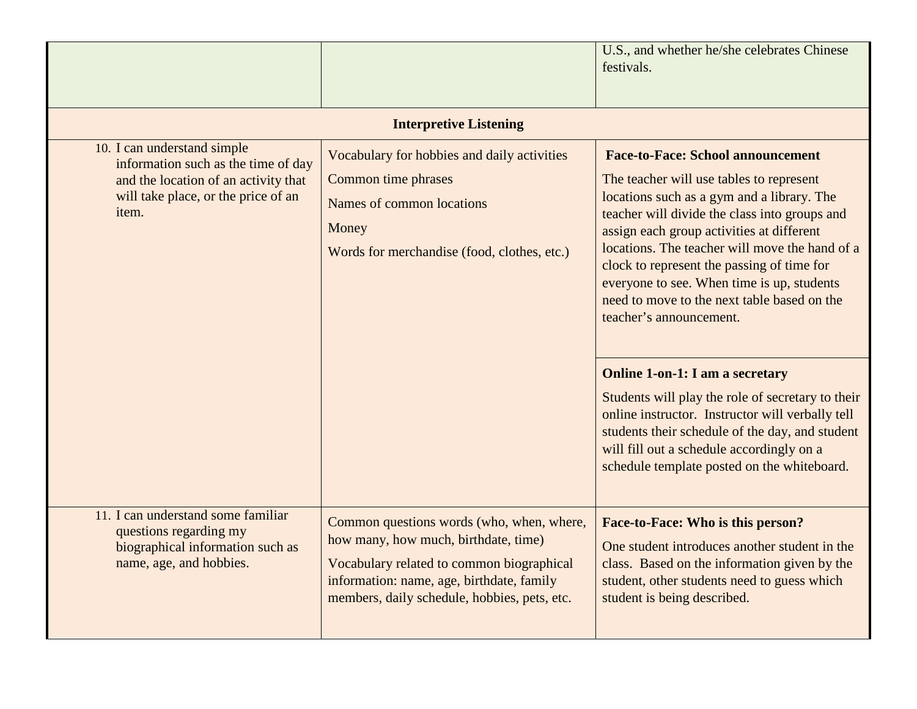| | | |
|---|---|---|
| | | U.S., and whether he/she celebrates Chinese festivals. |
| **Interpretive Listening** | | |
| 10. I can understand simple information such as the time of day and the location of an activity that will take place, or the price of an item. | Vocabulary for hobbies and daily activities<br>Common time phrases<br>Names of common locations<br>Money<br>Words for merchandise (food, clothes, etc.) | **Face-to-Face: School announcement**<br>The teacher will use tables to represent locations such as a gym and a library. The teacher will divide the class into groups and assign each group activities at different locations. The teacher will move the hand of a clock to represent the passing of time for everyone to see. When time is up, students need to move to the next table based on the teacher's announcement. |
| | | **Online 1-on-1: I am a secretary**<br>Students will play the role of secretary to their online instructor. Instructor will verbally tell students their schedule of the day, and student will fill out a schedule accordingly on a schedule template posted on the whiteboard. |
| 11. I can understand some familiar questions regarding my biographical information such as name, age, and hobbies. | Common questions words (who, when, where, how many, how much, birthdate, time)<br>Vocabulary related to common biographical information: name, age, birthdate, family members, daily schedule, hobbies, pets, etc. | **Face-to-Face: Who is this person?**<br>One student introduces another student in the class. Based on the information given by the student, other students need to guess which student is being described. |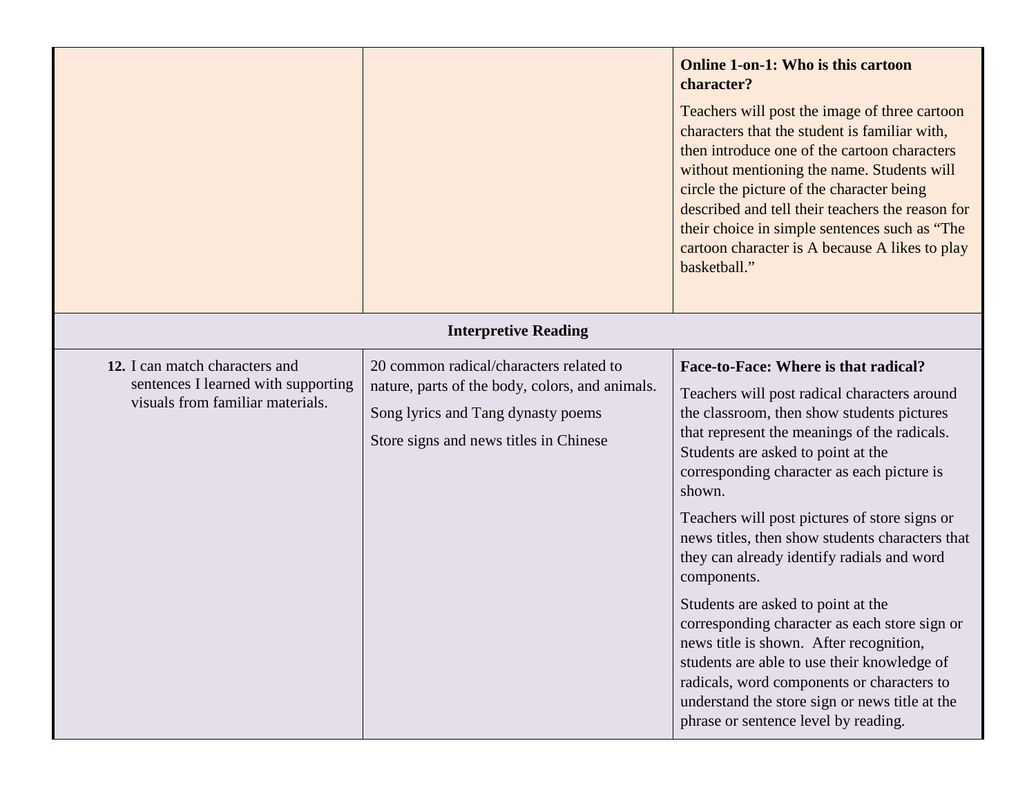| | | |
|---|---|---|
| | | **Online 1-on-1: Who is this cartoon character?**<br><br>Teachers will post the image of three cartoon characters that the student is familiar with, then introduce one of the cartoon characters without mentioning the name. Students will circle the picture of the character being described and tell their teachers the reason for their choice in simple sentences such as "The cartoon character is A because A likes to play basketball." |
| **Interpretive Reading** | | |
| **12.** I can match characters and sentences I learned with supporting visuals from familiar materials. | 20 common radical/characters related to nature, parts of the body, colors, and animals.<br><br>Song lyrics and Tang dynasty poems<br><br>Store signs and news titles in Chinese | **Face-to-Face: Where is that radical?**<br><br>Teachers will post radical characters around the classroom, then show students pictures that represent the meanings of the radicals. Students are asked to point at the corresponding character as each picture is shown.<br><br>Teachers will post pictures of store signs or news titles, then show students characters that they can already identify radials and word components.<br><br>Students are asked to point at the corresponding character as each store sign or news title is shown. After recognition, students are able to use their knowledge of radicals, word components or characters to understand the store sign or news title at the phrase or sentence level by reading. |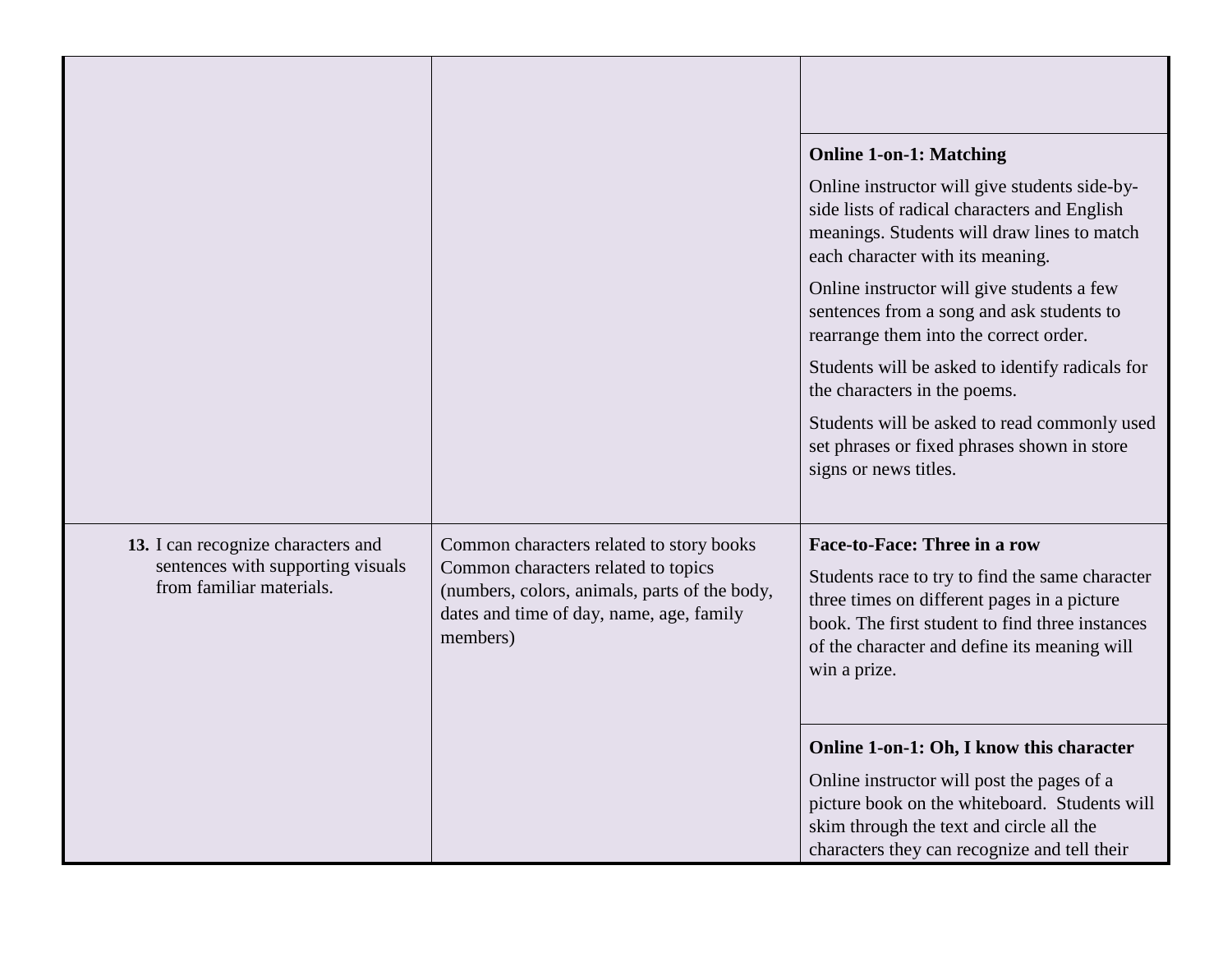| | | |
|---|---|---|
| | | |
| | | **Online 1-on-1: Matching**<br><br>Online instructor will give students side-by-side lists of radical characters and English meanings. Students will draw lines to match each character with its meaning.<br><br>Online instructor will give students a few sentences from a song and ask students to rearrange them into the correct order.<br><br>Students will be asked to identify radicals for the characters in the poems.<br><br>Students will be asked to read commonly used set phrases or fixed phrases shown in store signs or news titles. |
| **13.** I can recognize characters and sentences with supporting visuals from familiar materials. | Common characters related to story books<br>Common characters related to topics (numbers, colors, animals, parts of the body, dates and time of day, name, age, family members) | **Face-to-Face: Three in a row**<br><br>Students race to try to find the same character three times on different pages in a picture book. The first student to find three instances of the character and define its meaning will win a prize. |
| | | **Online 1-on-1: Oh, I know this character**<br><br>Online instructor will post the pages of a picture book on the whiteboard. Students will skim through the text and circle all the characters they can recognize and tell their |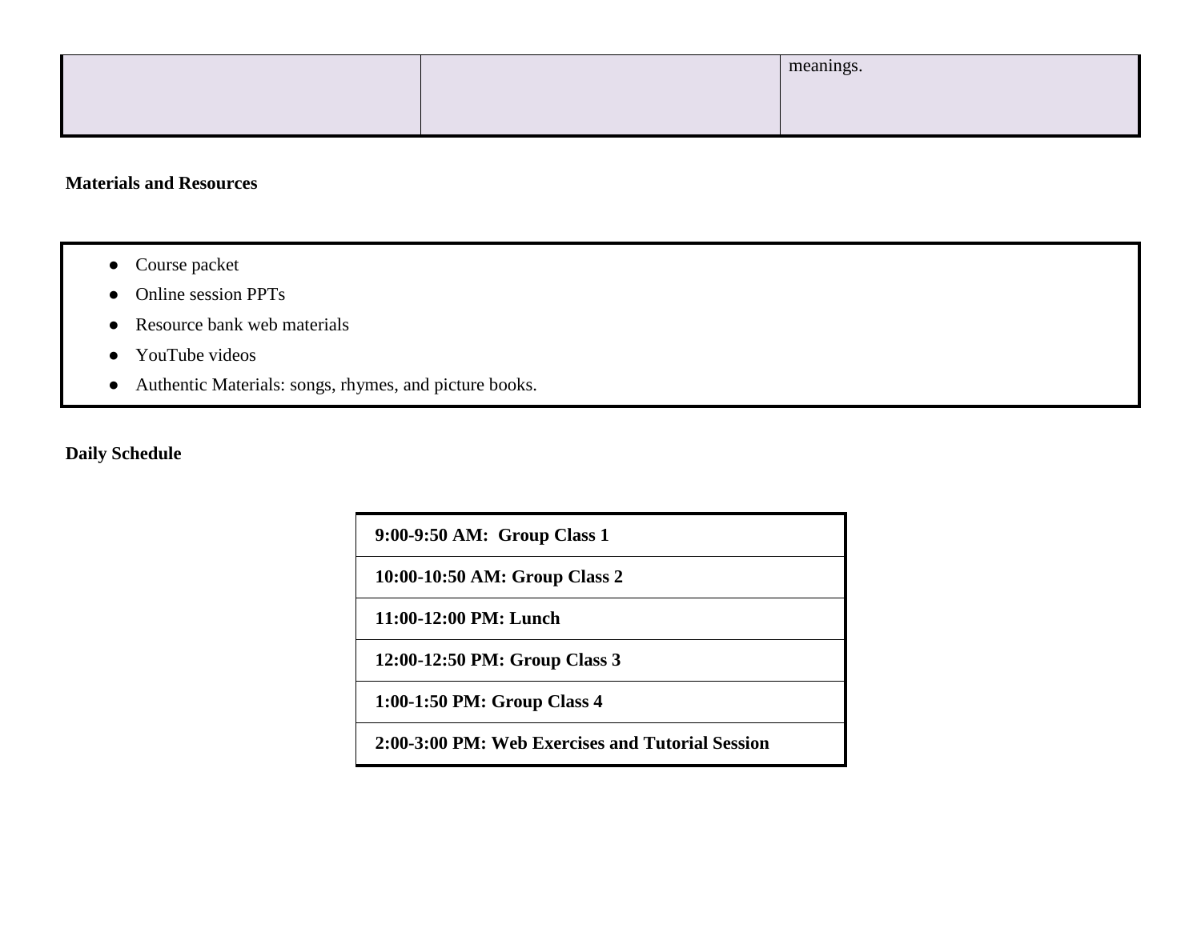| | | |
|---|---|---|
| | | meanings. |

**Materials and Resources**

- Course packet
- Online session PPTs
- Resource bank web materials
- YouTube videos
- Authentic Materials: songs, rhymes, and picture books.

**Daily Schedule**

| |
|---|
| **9:00-9:50 AM: Group Class 1** |
| **10:00-10:50 AM: Group Class 2** |
| **11:00-12:00 PM: Lunch** |
| **12:00-12:50 PM: Group Class 3** |
| **1:00-1:50 PM: Group Class 4** |
| **2:00-3:00 PM: Web Exercises and Tutorial Session** |